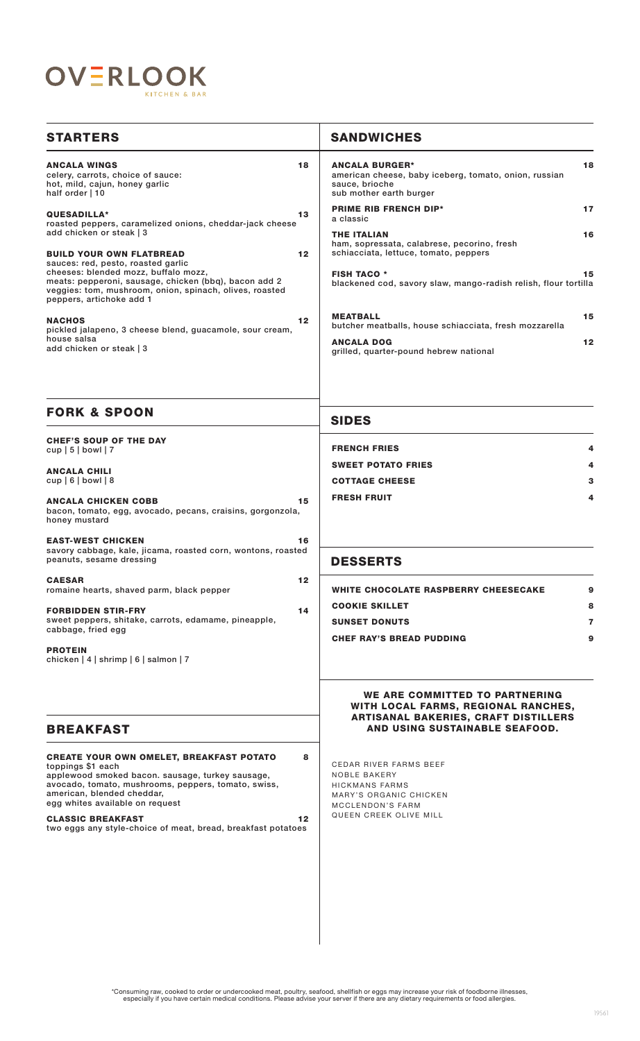# OVERLOOK

KITCHEN & BAR

## STARTERS

**ANCALA WINGS** 18
celery, carrots, choice of sauce:
hot, mild, cajun, honey garlic
half order | 10

**QUESADILLA*** 13
roasted peppers, caramelized onions, cheddar-jack cheese
add chicken or steak | 3

**BUILD YOUR OWN FLATBREAD** 12
sauces: red, pesto, roasted garlic
cheeses: blended mozz, buffalo mozz,
meats: pepperoni, sausage, chicken (bbq), bacon add 2
veggies: tom, mushroom, onion, spinach, olives, roasted peppers, artichoke add 1

**NACHOS** 12
pickled jalapeno, 3 cheese blend, guacamole, sour cream, house salsa
add chicken or steak | 3

## FORK & SPOON

**CHEF'S SOUP OF THE DAY**
cup | 5 | bowl | 7

**ANCALA CHILI**
cup | 6 | bowl | 8

**ANCALA CHICKEN COBB** 15
bacon, tomato, egg, avocado, pecans, craisins, gorgonzola, honey mustard

**EAST-WEST CHICKEN** 16
savory cabbage, kale, jicama, roasted corn, wontons, roasted peanuts, sesame dressing

**CAESAR** 12
romaine hearts, shaved parm, black pepper

**FORBIDDEN STIR-FRY** 14
sweet peppers, shitake, carrots, edamame, pineapple, cabbage, fried egg

**PROTEIN**
chicken | 4 | shrimp | 6 | salmon | 7

## BREAKFAST

**CREATE YOUR OWN OMELET, BREAKFAST POTATO** 8
toppings $1 each
applewood smoked bacon. sausage, turkey sausage, avocado, tomato, mushrooms, peppers, tomato, swiss, american, blended cheddar,
egg whites available on request

**CLASSIC BREAKFAST** 12
two eggs any style-choice of meat, bread, breakfast potatoes

## SANDWICHES

**ANCALA BURGER*** 18
american cheese, baby iceberg, tomato, onion, russian sauce, brioche
sub mother earth burger

**PRIME RIB FRENCH DIP*** 17
a classic

**THE ITALIAN** 16
ham, sopressata, calabrese, pecorino, fresh schiacciata, lettuce, tomato, peppers

**FISH TACO *** 15
blackened cod, savory slaw, mango-radish relish, flour tortilla

**MEATBALL** 15
butcher meatballs, house schiacciata, fresh mozzarella

**ANCALA DOG** 12
grilled, quarter-pound hebrew national

## SIDES

**FRENCH FRIES** 4

**SWEET POTATO FRIES** 4

**COTTAGE CHEESE** 3

**FRESH FRUIT** 4

## DESSERTS

**WHITE CHOCOLATE RASPBERRY CHEESECAKE** 9

**COOKIE SKILLET** 8

**SUNSET DONUTS** 7

**CHEF RAY'S BREAD PUDDING** 9

**WE ARE COMMITTED TO PARTNERING WITH LOCAL FARMS, REGIONAL RANCHES, ARTISANAL BAKERIES, CRAFT DISTILLERS AND USING SUSTAINABLE SEAFOOD.**

CEDAR RIVER FARMS BEEF
NOBLE BAKERY
HICKMANS FARMS
MARY'S ORGANIC CHICKEN
MCCLENDON'S FARM
QUEEN CREEK OLIVE MILL

*Consuming raw, cooked to order or undercooked meat, poultry, seafood, shellfish or eggs may increase your risk of foodborne illnesses, especially if you have certain medical conditions. Please advise your server if there are any dietary requirements or food allergies.

19561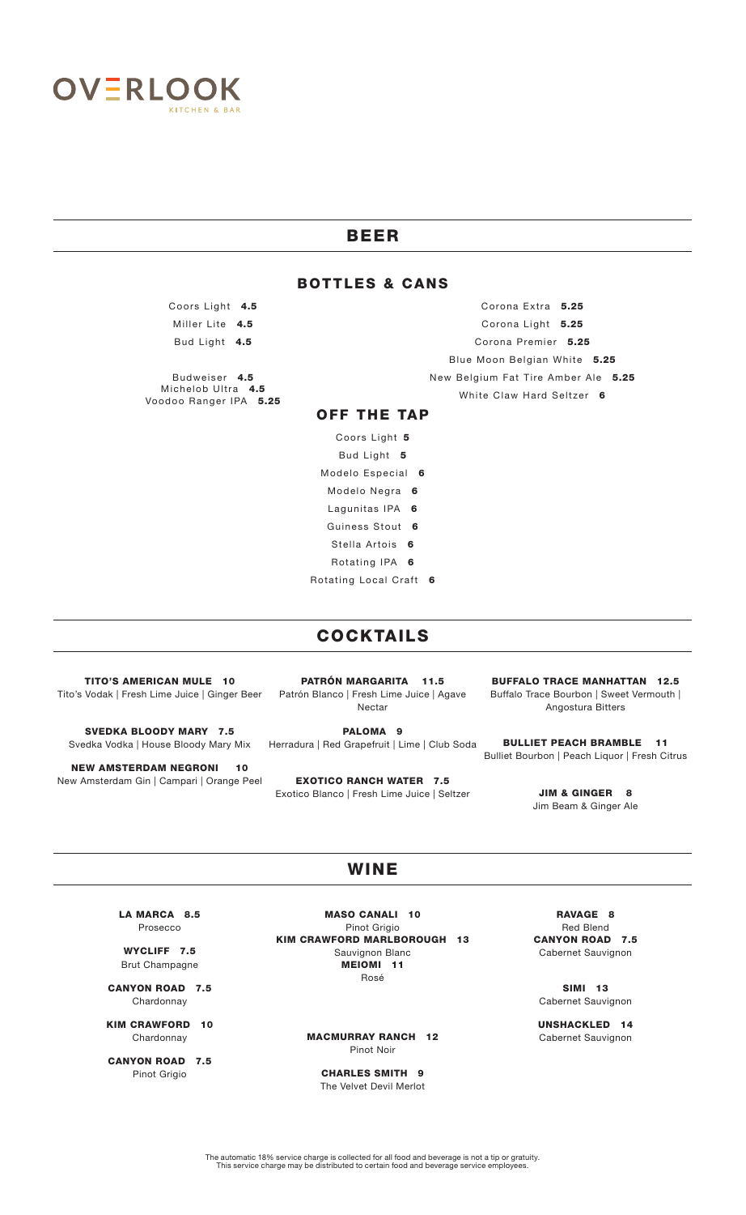# OVERLOOK

KITCHEN & BAR

## BEER

### BOTTLES & CANS

Coors Light **4.5**

Miller Lite **4.5**

Bud Light **4.5**

Budweiser **4.5**

Michelob Ultra **4.5**

Voodoo Ranger IPA **5.25**

Corona Extra **5.25**

Corona Light **5.25**

Corona Premier **5.25**

Blue Moon Belgian White **5.25**

New Belgium Fat Tire Amber Ale **5.25**

White Claw Hard Seltzer **6**

### OFF THE TAP

Coors Light **5**

Bud Light **5**

Modelo Especial **6**

Modelo Negra **6**

Lagunitas IPA **6**

Guiness Stout **6**

Stella Artois **6**

Rotating IPA **6**

Rotating Local Craft **6**

## COCKTAILS

**TITO'S AMERICAN MULE 10**
Tito's Vodak | Fresh Lime Juice | Ginger Beer

**SVEDKA BLOODY MARY 7.5**
Svedka Vodka | House Bloody Mary Mix

**NEW AMSTERDAM NEGRONI 10**
New Amsterdam Gin | Campari | Orange Peel

**PATRÓN MARGARITA 11.5**
Patrón Blanco | Fresh Lime Juice | Agave Nectar

**PALOMA 9**
Herradura | Red Grapefruit | Lime | Club Soda

**EXOTICO RANCH WATER 7.5**
Exotico Blanco | Fresh Lime Juice | Seltzer

**BUFFALO TRACE MANHATTAN 12.5**
Buffalo Trace Bourbon | Sweet Vermouth | Angostura Bitters

**BULLIET PEACH BRAMBLE 11**
Bulliet Bourbon | Peach Liquor | Fresh Citrus

**JIM & GINGER 8**
Jim Beam & Ginger Ale

## WINE

**LA MARCA 8.5**
Prosecco

**WYCLIFF 7.5**
Brut Champagne

**CANYON ROAD 7.5**
Chardonnay

**KIM CRAWFORD 10**
Chardonnay

**CANYON ROAD 7.5**
Pinot Grigio

**MASO CANALI 10**
Pinot Grigio

**KIM CRAWFORD MARLBOROUGH 13**
Sauvignon Blanc

**MEIOMI 11**
Rosé

**MACMURRAY RANCH 12**
Pinot Noir

**CHARLES SMITH 9**
The Velvet Devil Merlot

**RAVAGE 8**
Red Blend

**CANYON ROAD 7.5**
Cabernet Sauvignon

**SIMI 13**
Cabernet Sauvignon

**UNSHACKLED 14**
Cabernet Sauvignon

The automatic 18% service charge is collected for all food and beverage is not a tip or gratuity.
This service charge may be distributed to certain food and beverage service employees.